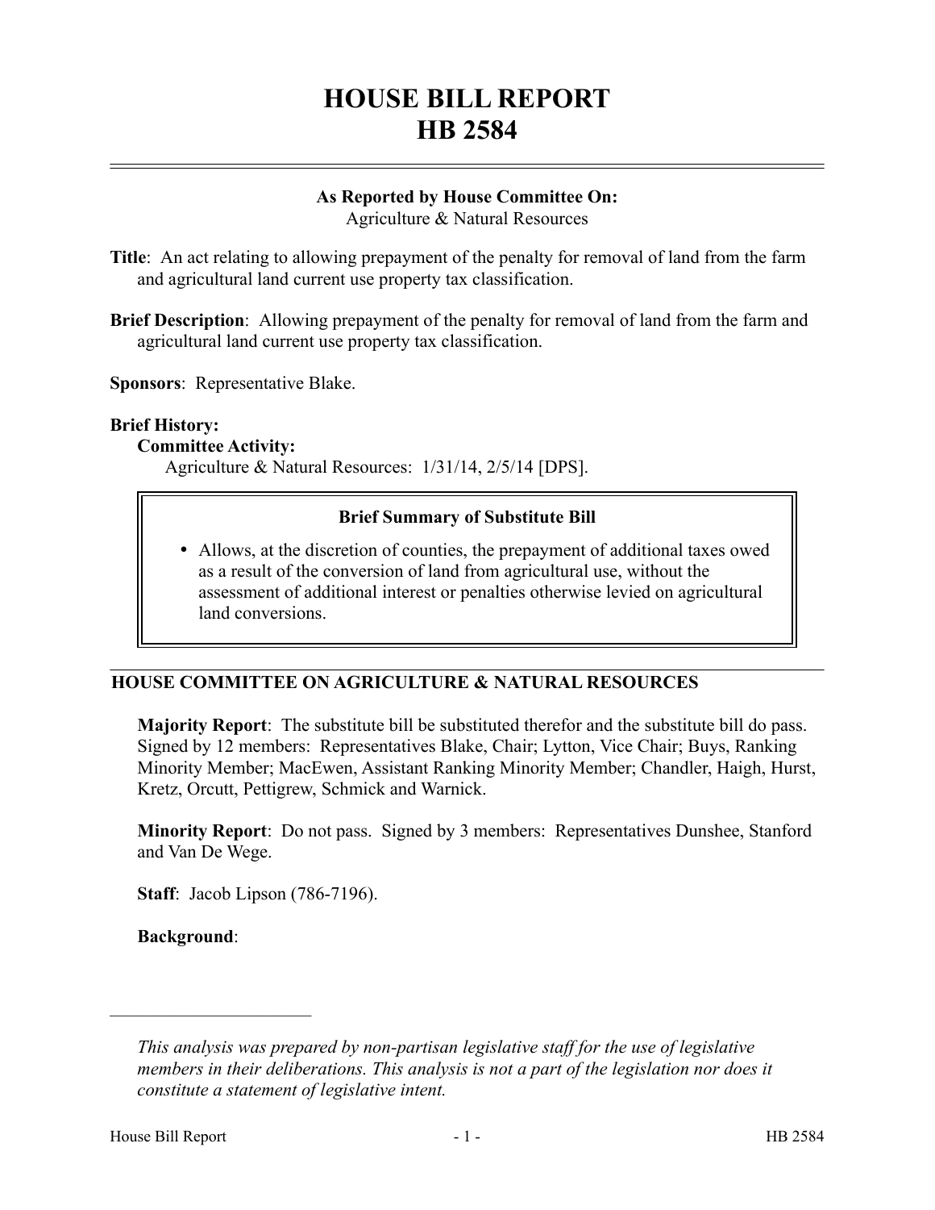# HOUSE BILL REPORT
# HB 2584

**As Reported by House Committee On:**
Agriculture & Natural Resources

**Title**: An act relating to allowing prepayment of the penalty for removal of land from the farm and agricultural land current use property tax classification.

**Brief Description**: Allowing prepayment of the penalty for removal of land from the farm and agricultural land current use property tax classification.

**Sponsors**: Representative Blake.

**Brief History:**

**Committee Activity:**

Agriculture & Natural Resources: 1/31/14, 2/5/14 [DPS].

**Brief Summary of Substitute Bill**

- Allows, at the discretion of counties, the prepayment of additional taxes owed as a result of the conversion of land from agricultural use, without the assessment of additional interest or penalties otherwise levied on agricultural land conversions.

## HOUSE COMMITTEE ON AGRICULTURE & NATURAL RESOURCES

**Majority Report**: The substitute bill be substituted therefor and the substitute bill do pass. Signed by 12 members: Representatives Blake, Chair; Lytton, Vice Chair; Buys, Ranking Minority Member; MacEwen, Assistant Ranking Minority Member; Chandler, Haigh, Hurst, Kretz, Orcutt, Pettigrew, Schmick and Warnick.

**Minority Report**: Do not pass. Signed by 3 members: Representatives Dunshee, Stanford and Van De Wege.

**Staff**: Jacob Lipson (786-7196).

**Background**:

*This analysis was prepared by non-partisan legislative staff for the use of legislative members in their deliberations. This analysis is not a part of the legislation nor does it constitute a statement of legislative intent.*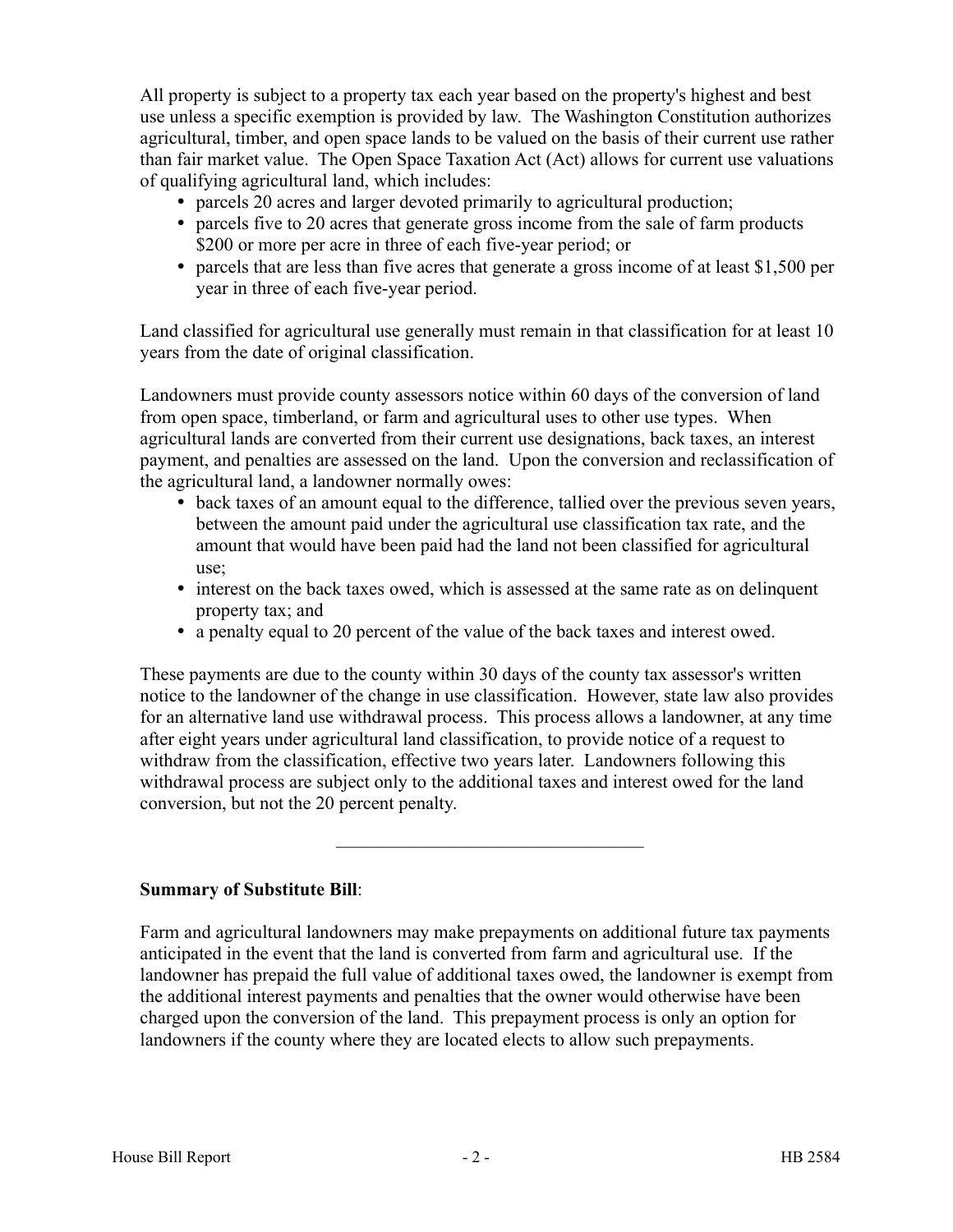All property is subject to a property tax each year based on the property's highest and best use unless a specific exemption is provided by law. The Washington Constitution authorizes agricultural, timber, and open space lands to be valued on the basis of their current use rather than fair market value. The Open Space Taxation Act (Act) allows for current use valuations of qualifying agricultural land, which includes:

- parcels 20 acres and larger devoted primarily to agricultural production;
- parcels five to 20 acres that generate gross income from the sale of farm products $200 or more per acre in three of each five-year period; or
- parcels that are less than five acres that generate a gross income of at least $1,500 per year in three of each five-year period.

Land classified for agricultural use generally must remain in that classification for at least 10 years from the date of original classification.

Landowners must provide county assessors notice within 60 days of the conversion of land from open space, timberland, or farm and agricultural uses to other use types. When agricultural lands are converted from their current use designations, back taxes, an interest payment, and penalties are assessed on the land. Upon the conversion and reclassification of the agricultural land, a landowner normally owes:

- back taxes of an amount equal to the difference, tallied over the previous seven years, between the amount paid under the agricultural use classification tax rate, and the amount that would have been paid had the land not been classified for agricultural use;
- interest on the back taxes owed, which is assessed at the same rate as on delinquent property tax; and
- a penalty equal to 20 percent of the value of the back taxes and interest owed.

These payments are due to the county within 30 days of the county tax assessor's written notice to the landowner of the change in use classification. However, state law also provides for an alternative land use withdrawal process. This process allows a landowner, at any time after eight years under agricultural land classification, to provide notice of a request to withdraw from the classification, effective two years later. Landowners following this withdrawal process are subject only to the additional taxes and interest owed for the land conversion, but not the 20 percent penalty.

---

**Summary of Substitute Bill**:

Farm and agricultural landowners may make prepayments on additional future tax payments anticipated in the event that the land is converted from farm and agricultural use. If the landowner has prepaid the full value of additional taxes owed, the landowner is exempt from the additional interest payments and penalties that the owner would otherwise have been charged upon the conversion of the land. This prepayment process is only an option for landowners if the county where they are located elects to allow such prepayments.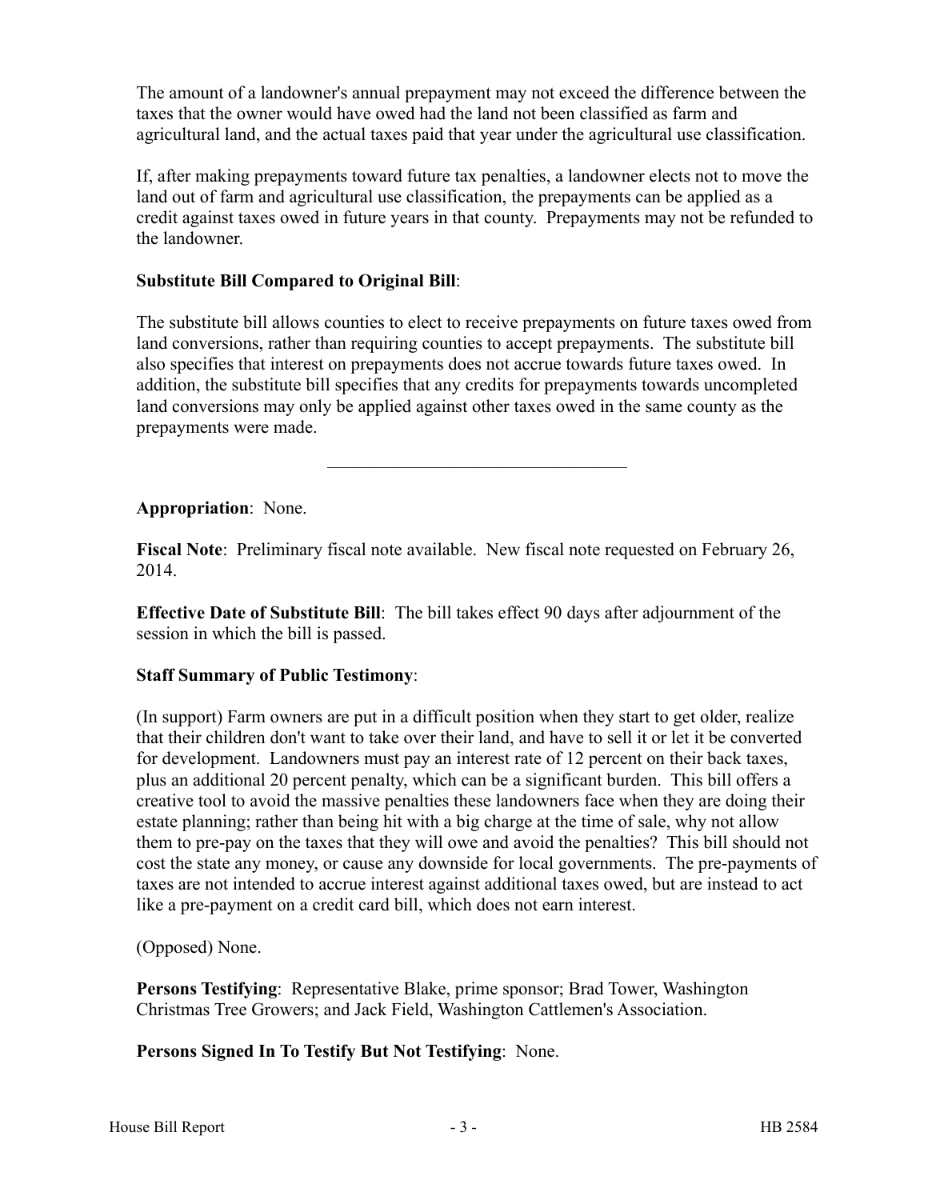The amount of a landowner's annual prepayment may not exceed the difference between the taxes that the owner would have owed had the land not been classified as farm and agricultural land, and the actual taxes paid that year under the agricultural use classification.

If, after making prepayments toward future tax penalties, a landowner elects not to move the land out of farm and agricultural use classification, the prepayments can be applied as a credit against taxes owed in future years in that county. Prepayments may not be refunded to the landowner.

**Substitute Bill Compared to Original Bill**:

The substitute bill allows counties to elect to receive prepayments on future taxes owed from land conversions, rather than requiring counties to accept prepayments. The substitute bill also specifies that interest on prepayments does not accrue towards future taxes owed. In addition, the substitute bill specifies that any credits for prepayments towards uncompleted land conversions may only be applied against other taxes owed in the same county as the prepayments were made.

---

**Appropriation**: None.

**Fiscal Note**: Preliminary fiscal note available. New fiscal note requested on February 26, 2014.

**Effective Date of Substitute Bill**: The bill takes effect 90 days after adjournment of the session in which the bill is passed.

**Staff Summary of Public Testimony**:

(In support) Farm owners are put in a difficult position when they start to get older, realize that their children don't want to take over their land, and have to sell it or let it be converted for development. Landowners must pay an interest rate of 12 percent on their back taxes, plus an additional 20 percent penalty, which can be a significant burden. This bill offers a creative tool to avoid the massive penalties these landowners face when they are doing their estate planning; rather than being hit with a big charge at the time of sale, why not allow them to pre-pay on the taxes that they will owe and avoid the penalties? This bill should not cost the state any money, or cause any downside for local governments. The pre-payments of taxes are not intended to accrue interest against additional taxes owed, but are instead to act like a pre-payment on a credit card bill, which does not earn interest.

(Opposed) None.

**Persons Testifying**: Representative Blake, prime sponsor; Brad Tower, Washington Christmas Tree Growers; and Jack Field, Washington Cattlemen's Association.

**Persons Signed In To Testify But Not Testifying**: None.